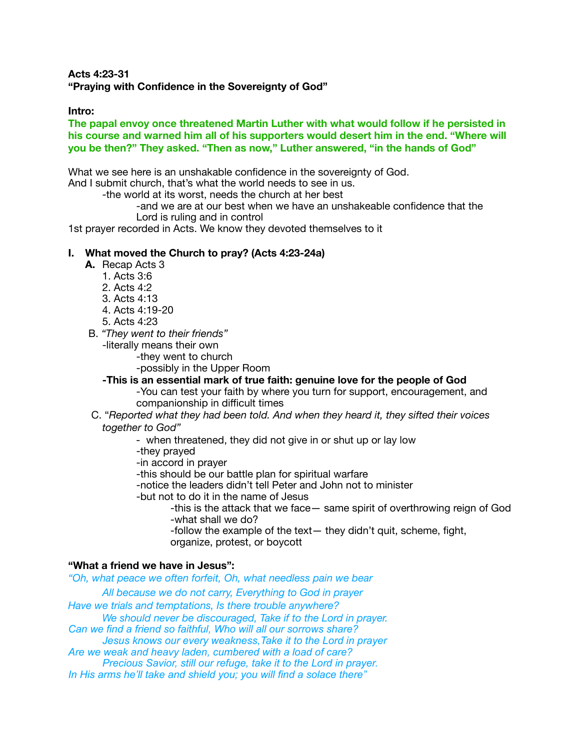**Acts 4:23-31**
**"Praying with Confidence in the Sovereignty of God"**

**Intro:**

**The papal envoy once threatened Martin Luther with what would follow if he persisted in his course and warned him all of his supporters would desert him in the end. "Where will you be then?" They asked. "Then as now," Luther answered, "in the hands of God"**

What we see here is an unshakable confidence in the sovereignty of God.
And I submit church, that's what the world needs to see in us.

- -the world at its worst, needs the church at her best
  - -and we are at our best when we have an unshakeable confidence that the Lord is ruling and in control

1st prayer recorded in Acts. We know they devoted themselves to it

## I. What moved the Church to pray? (Acts 4:23-24a)

**A.** Recap Acts 3

1. Acts 3:6
2. Acts 4:2
3. Acts 4:13
4. Acts 4:19-20
5. Acts 4:23

B. *"They went to their friends"*

- -literally means their own
  - -they went to church
  - -possibly in the Upper Room
- **-This is an essential mark of true faith: genuine love for the people of God**
  - -You can test your faith by where you turn for support, encouragement, and companionship in difficult times

C. "*Reported what they had been told. And when they heard it, they sifted their voices together to God"*

- - when threatened, they did not give in or shut up or lay low
- -they prayed
- -in accord in prayer
- -this should be our battle plan for spiritual warfare
- -notice the leaders didn't tell Peter and John not to minister
- -but not to do it in the name of Jesus
  - -this is the attack that we face— same spirit of overthrowing reign of God
  - -what shall we do?
  - -follow the example of the text— they didn't quit, scheme, fight, organize, protest, or boycott

**"What a friend we have in Jesus":**

*"Oh, what peace we often forfeit, Oh, what needless pain we bear*
*All because we do not carry, Everything to God in prayer*
*Have we trials and temptations, Is there trouble anywhere?*
*We should never be discouraged, Take if to the Lord in prayer.*
*Can we find a friend so faithful, Who will all our sorrows share?*
*Jesus knows our every weakness,Take it to the Lord in prayer*
*Are we weak and heavy laden, cumbered with a load of care?*
*Precious Savior, still our refuge, take it to the Lord in prayer.*
*In His arms he'll take and shield you; you will find a solace there"*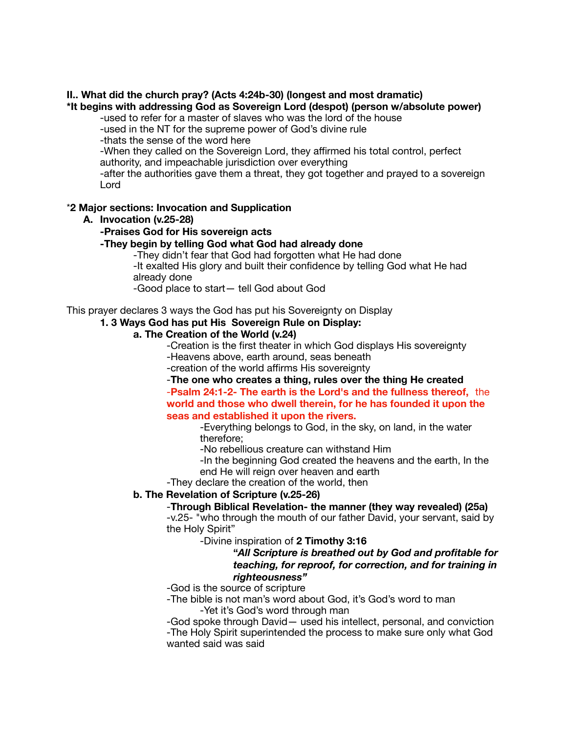**II.. What did the church pray? (Acts 4:24b-30) (longest and most dramatic)**

**\*It begins with addressing God as Sovereign Lord (despot) (person w/absolute power)**

- -used to refer for a master of slaves who was the lord of the house
- -used in the NT for the supreme power of God's divine rule
- -thats the sense of the word here
- -When they called on the Sovereign Lord, they affirmed his total control, perfect authority, and impeachable jurisdiction over everything
- -after the authorities gave them a threat, they got together and prayed to a sovereign Lord

*__2 Major sections: Invocation and Supplication__

A. **Invocation (v.25-28)**

   **-Praises God for His sovereign acts**

   **-They begin by telling God what God had already done**

   - -They didn't fear that God had forgotten what He had done
   - -It exalted His glory and built their confidence by telling God what He had already done
   - -Good place to start— tell God about God

This prayer declares 3 ways the God has put his Sovereignty on Display

1. **3 Ways God has put His Sovereign Rule on Display:**

   a. **The Creation of the World (v.24)**

   - -Creation is the first theater in which God displays His sovereignty
   - -Heavens above, earth around, seas beneath
   - -creation of the world affirms His sovereignty
   - -**The one who creates a thing, rules over the thing He created**
   - -**Psalm 24:1-2- The earth is the Lord's and the fullness thereof,** the **world and those who dwell therein, for he has founded it upon the seas and established it upon the rivers.**
     - -Everything belongs to God, in the sky, on land, in the water therefore;
     - -No rebellious creature can withstand Him
     - -In the beginning God created the heavens and the earth, In the end He will reign over heaven and earth
   - -They declare the creation of the world, then

   b. **The Revelation of Scripture (v.25-26)**

   - -**Through Biblical Revelation- the manner (they way revealed) (25a)**
   - -v.25- "who through the mouth of our father David, your servant, said by the Holy Spirit"
     - -Divine inspiration of **2 Timothy 3:16**
       - ***"All Scripture is breathed out by God and profitable for teaching, for reproof, for correction, and for training in righteousness"***
   - -God is the source of scripture
   - -The bible is not man's word about God, it's God's word to man
     - -Yet it's God's word through man
   - -God spoke through David— used his intellect, personal, and conviction
   - -The Holy Spirit superintended the process to make sure only what God wanted said was said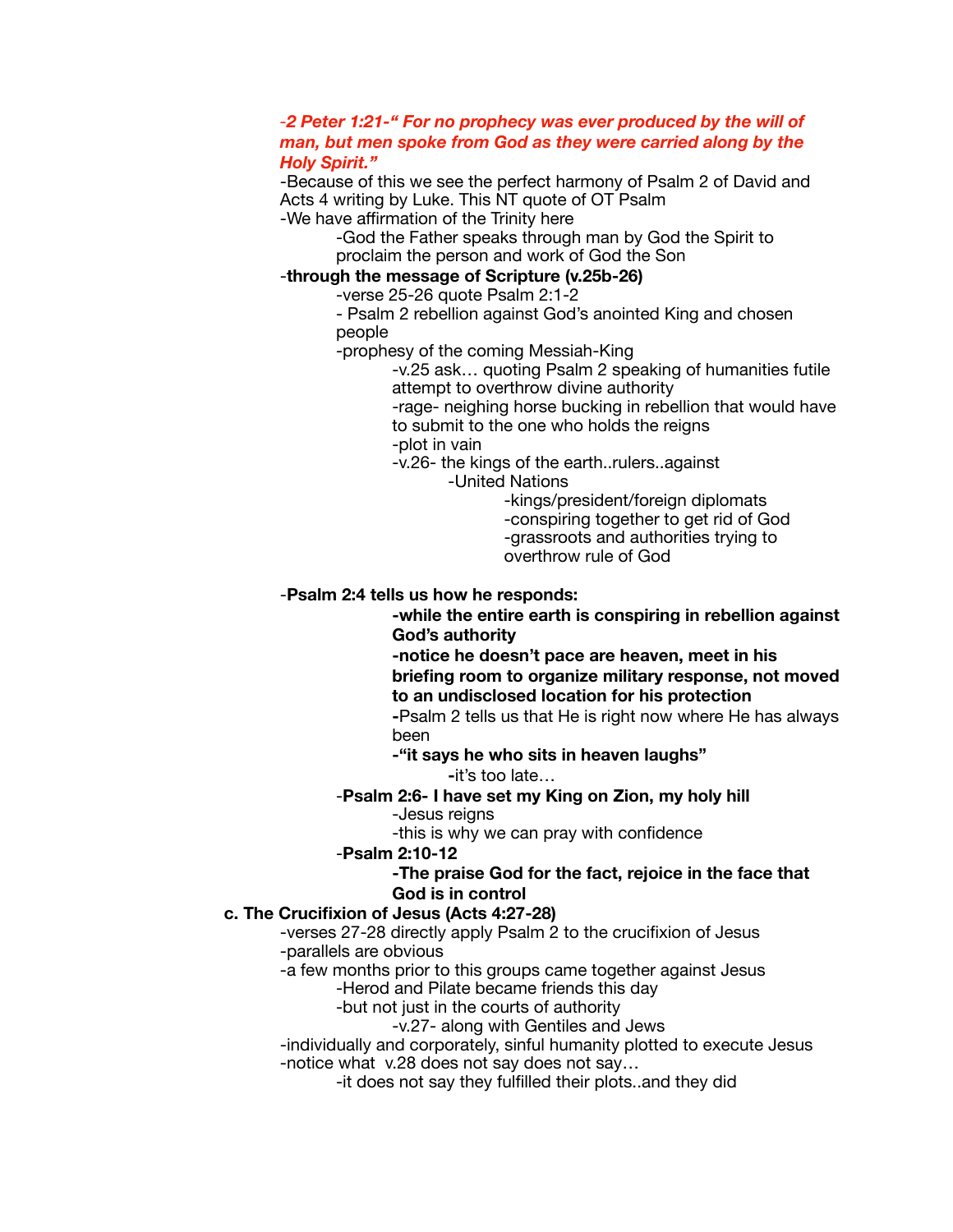-***2 Peter 1:21-" For no prophecy was ever produced by the will of man, but men spoke from God as they were carried along by the Holy Spirit."***

-Because of this we see the perfect harmony of Psalm 2 of David and Acts 4 writing by Luke. This NT quote of OT Psalm

-We have affirmation of the Trinity here

- -God the Father speaks through man by God the Spirit to proclaim the person and work of God the Son

-**through the message of Scripture (v.25b-26)**

- -verse 25-26 quote Psalm 2:1-2
- - Psalm 2 rebellion against God's anointed King and chosen people
- -prophesy of the coming Messiah-King
    - -v.25 ask… quoting Psalm 2 speaking of humanities futile attempt to overthrow divine authority
    - -rage- neighing horse bucking in rebellion that would have to submit to the one who holds the reigns
    - -plot in vain
    - -v.26- the kings of the earth..rulers..against
        - -United Nations
            - -kings/president/foreign diplomats
            - -conspiring together to get rid of God
            - -grassroots and authorities trying to overthrow rule of God

-**Psalm 2:4 tells us how he responds:**

- **-while the entire earth is conspiring in rebellion against God's authority**
- **-notice he doesn't pace are heaven, meet in his briefing room to organize military response, not moved to an undisclosed location for his protection**
- **-**Psalm 2 tells us that He is right now where He has always been
- **-"it says he who sits in heaven laughs"**
    - **-**it's too late…

-**Psalm 2:6- I have set my King on Zion, my holy hill**

- -Jesus reigns
- -this is why we can pray with confidence

-**Psalm 2:10-12**

- **-The praise God for the fact, rejoice in the face that God is in control**

**c. The Crucifixion of Jesus (Acts 4:27-28)**

-verses 27-28 directly apply Psalm 2 to the crucifixion of Jesus

-parallels are obvious

-a few months prior to this groups came together against Jesus

- -Herod and Pilate became friends this day
- -but not just in the courts of authority
    - -v.27- along with Gentiles and Jews

-individually and corporately, sinful humanity plotted to execute Jesus

-notice what v.28 does not say does not say…

- -it does not say they fulfilled their plots..and they did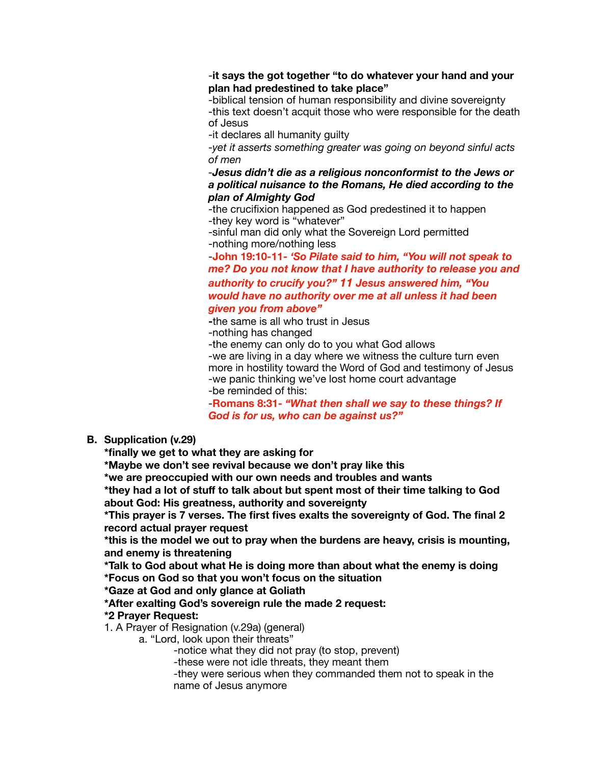-**it says the got together "to do whatever your hand and your plan had predestined to take place"**

-biblical tension of human responsibility and divine sovereignty

-this text doesn't acquit those who were responsible for the death of Jesus

-it declares all humanity guilty

-*yet it asserts something greater was going on beyond sinful acts of men*

-***Jesus didn't die as a religious nonconformist to the Jews or a political nuisance to the Romans, He died according to the plan of Almighty God***

-the crucifixion happened as God predestined it to happen

-they key word is "whatever"

-sinful man did only what the Sovereign Lord permitted

-nothing more/nothing less

-**John 19:10-11-** ***'So Pilate said to him, "You will not speak to me? Do you not know that I have authority to release you and authority to crucify you?" 11 Jesus answered him, "You would have no authority over me at all unless it had been given you from above"***

**-**the same is all who trust in Jesus

-nothing has changed

-the enemy can only do to you what God allows

-we are living in a day where we witness the culture turn even more in hostility toward the Word of God and testimony of Jesus

-we panic thinking we've lost home court advantage

-be reminded of this:

-**Romans 8:31-** ***"What then shall we say to these things? If God is for us, who can be against us?"***

**B. Supplication (v.29)**

**\*finally we get to what they are asking for**

**\*Maybe we don't see revival because we don't pray like this**

**\*we are preoccupied with our own needs and troubles and wants**

**\*they had a lot of stuff to talk about but spent most of their time talking to God about God: His greatness, authority and sovereignty**

**\*This prayer is 7 verses. The first fives exalts the sovereignty of God. The final 2 record actual prayer request**

**\*this is the model we out to pray when the burdens are heavy, crisis is mounting, and enemy is threatening**

**\*Talk to God about what He is doing more than about what the enemy is doing**

**\*Focus on God so that you won't focus on the situation**

**\*Gaze at God and only glance at Goliath**

**\*After exalting God's sovereign rule the made 2 request:**

**\*2 Prayer Request:**

1. A Prayer of Resignation (v.29a) (general)
   a. "Lord, look upon their threats"
      -notice what they did not pray (to stop, prevent)
      -these were not idle threats, they meant them
      -they were serious when they commanded them not to speak in the name of Jesus anymore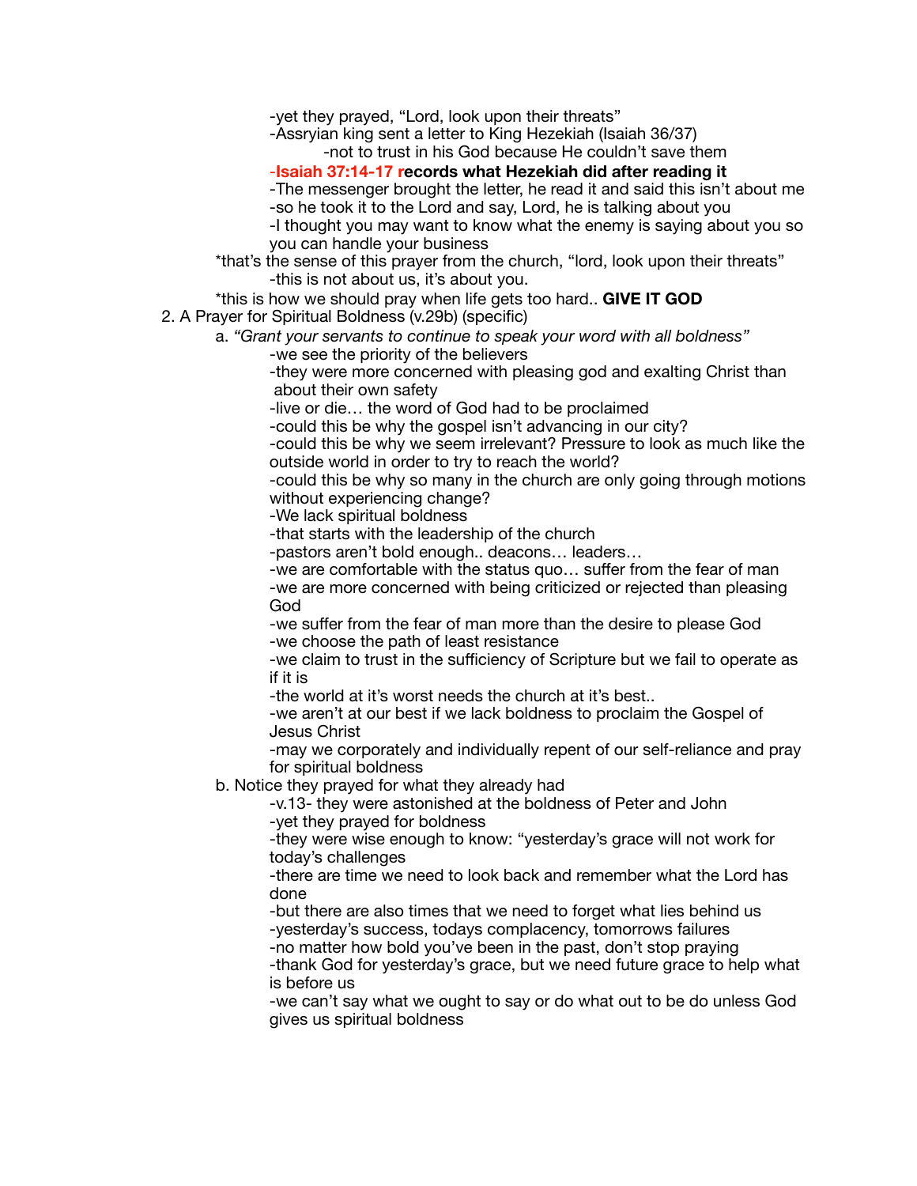-yet they prayed, "Lord, look upon their threats"

-Assryian king sent a letter to King Hezekiah (Isaiah 36/37)

-not to trust in his God because He couldn't save them

**-Isaiah 37:14-17 records what Hezekiah did after reading it**

-The messenger brought the letter, he read it and said this isn't about me

-so he took it to the Lord and say, Lord, he is talking about you

-I thought you may want to know what the enemy is saying about you so you can handle your business

*that's the sense of this prayer from the church, "lord, look upon their threats"

-this is not about us, it's about you.

*this is how we should pray when life gets too hard.. **GIVE IT GOD**

2. A Prayer for Spiritual Boldness (v.29b) (specific)

a. *"Grant your servants to continue to speak your word with all boldness"*

-we see the priority of the believers

-they were more concerned with pleasing god and exalting Christ than about their own safety

-live or die… the word of God had to be proclaimed

-could this be why the gospel isn't advancing in our city?

-could this be why we seem irrelevant? Pressure to look as much like the outside world in order to try to reach the world?

-could this be why so many in the church are only going through motions without experiencing change?

-We lack spiritual boldness

-that starts with the leadership of the church

-pastors aren't bold enough.. deacons… leaders…

-we are comfortable with the status quo… suffer from the fear of man

-we are more concerned with being criticized or rejected than pleasing God

-we suffer from the fear of man more than the desire to please God

-we choose the path of least resistance

-we claim to trust in the sufficiency of Scripture but we fail to operate as if it is

-the world at it's worst needs the church at it's best..

-we aren't at our best if we lack boldness to proclaim the Gospel of Jesus Christ

-may we corporately and individually repent of our self-reliance and pray for spiritual boldness

b. Notice they prayed for what they already had

-v.13- they were astonished at the boldness of Peter and John

-yet they prayed for boldness

-they were wise enough to know: "yesterday's grace will not work for today's challenges

-there are time we need to look back and remember what the Lord has done

-but there are also times that we need to forget what lies behind us

-yesterday's success, todays complacency, tomorrows failures

-no matter how bold you've been in the past, don't stop praying

-thank God for yesterday's grace, but we need future grace to help what is before us

-we can't say what we ought to say or do what out to be do unless God gives us spiritual boldness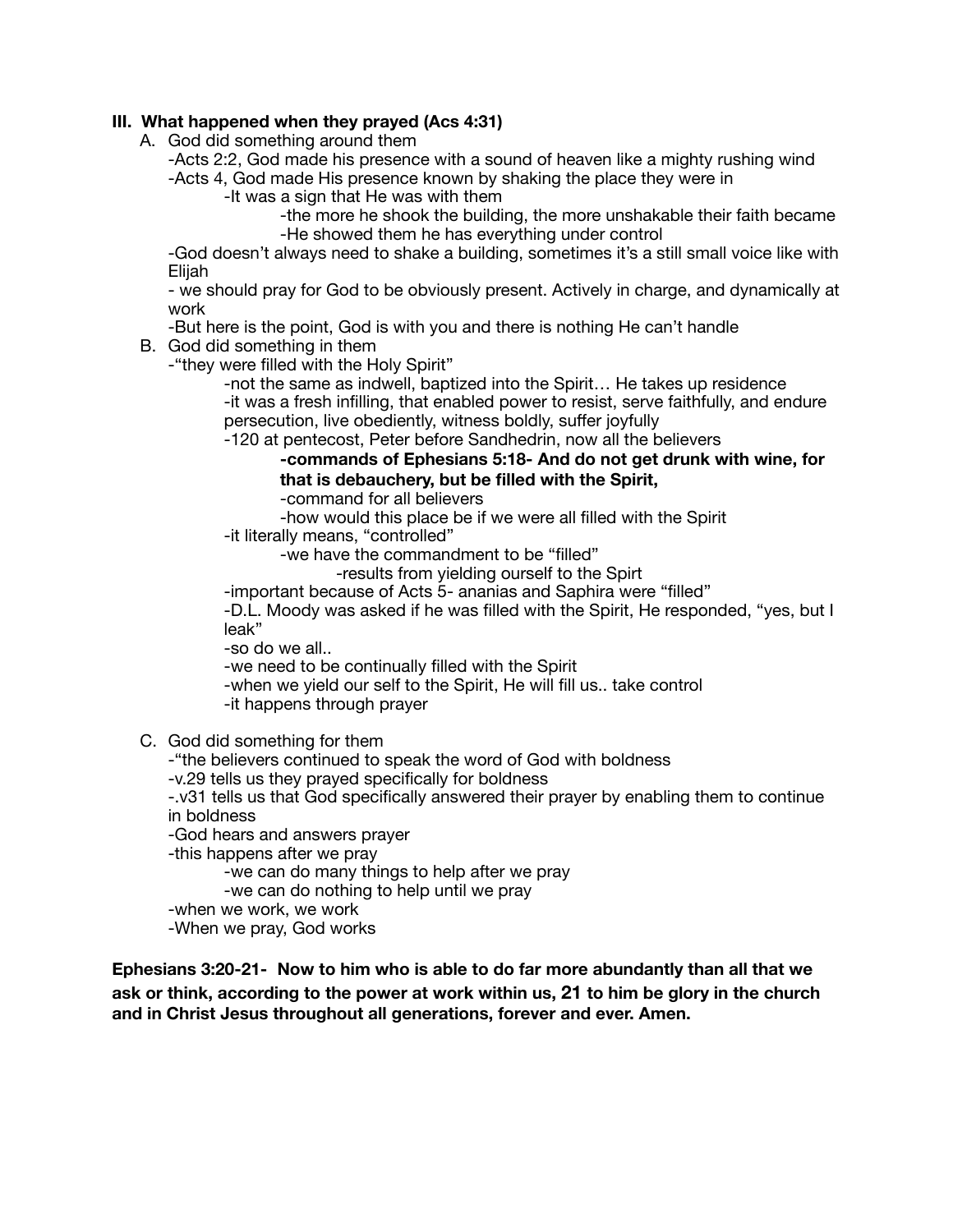**III.  What happened when they prayed (Acs 4:31)**

A. God did something around them
   - -Acts 2:2, God made his presence with a sound of heaven like a mighty rushing wind
   - -Acts 4, God made His presence known by shaking the place they were in
     - -It was a sign that He was with them
       - -the more he shook the building, the more unshakable their faith became
       - -He showed them he has everything under control
   - -God doesn't always need to shake a building, sometimes it's a still small voice like with Elijah
   - - we should pray for God to be obviously present. Actively in charge, and dynamically at work
   - -But here is the point, God is with you and there is nothing He can't handle

B. God did something in them
   - -"they were filled with the Holy Spirit"
     - -not the same as indwell, baptized into the Spirit… He takes up residence
     - -it was a fresh infilling, that enabled power to resist, serve faithfully, and endure persecution, live obediently, witness boldly, suffer joyfully
     - -120 at pentecost, Peter before Sandhedrin, now all the believers
       - **-commands of Ephesians 5:18- And do not get drunk with wine, for that is debauchery, but be filled with the Spirit,**
       - -command for all believers
       - -how would this place be if we were all filled with the Spirit
     - -it literally means, "controlled"
       - -we have the commandment to be "filled"
         - -results from yielding ourself to the Spirt
     - -important because of Acts 5- ananias and Saphira were "filled"
     - -D.L. Moody was asked if he was filled with the Spirit, He responded, "yes, but I leak"
     - -so do we all..
     - -we need to be continually filled with the Spirit
     - -when we yield our self to the Spirit, He will fill us.. take control
     - -it happens through prayer

C. God did something for them
   - -"the believers continued to speak the word of God with boldness
   - -v.29 tells us they prayed specifically for boldness
   - -.v31 tells us that God specifically answered their prayer by enabling them to continue in boldness
   - -God hears and answers prayer
   - -this happens after we pray
     - -we can do many things to help after we pray
     - -we can do nothing to help until we pray
   - -when we work, we work
   - -When we pray, God works

**Ephesians 3:20-21-  Now to him who is able to do far more abundantly than all that we ask or think, according to the power at work within us, 21 to him be glory in the church and in Christ Jesus throughout all generations, forever and ever. Amen.**